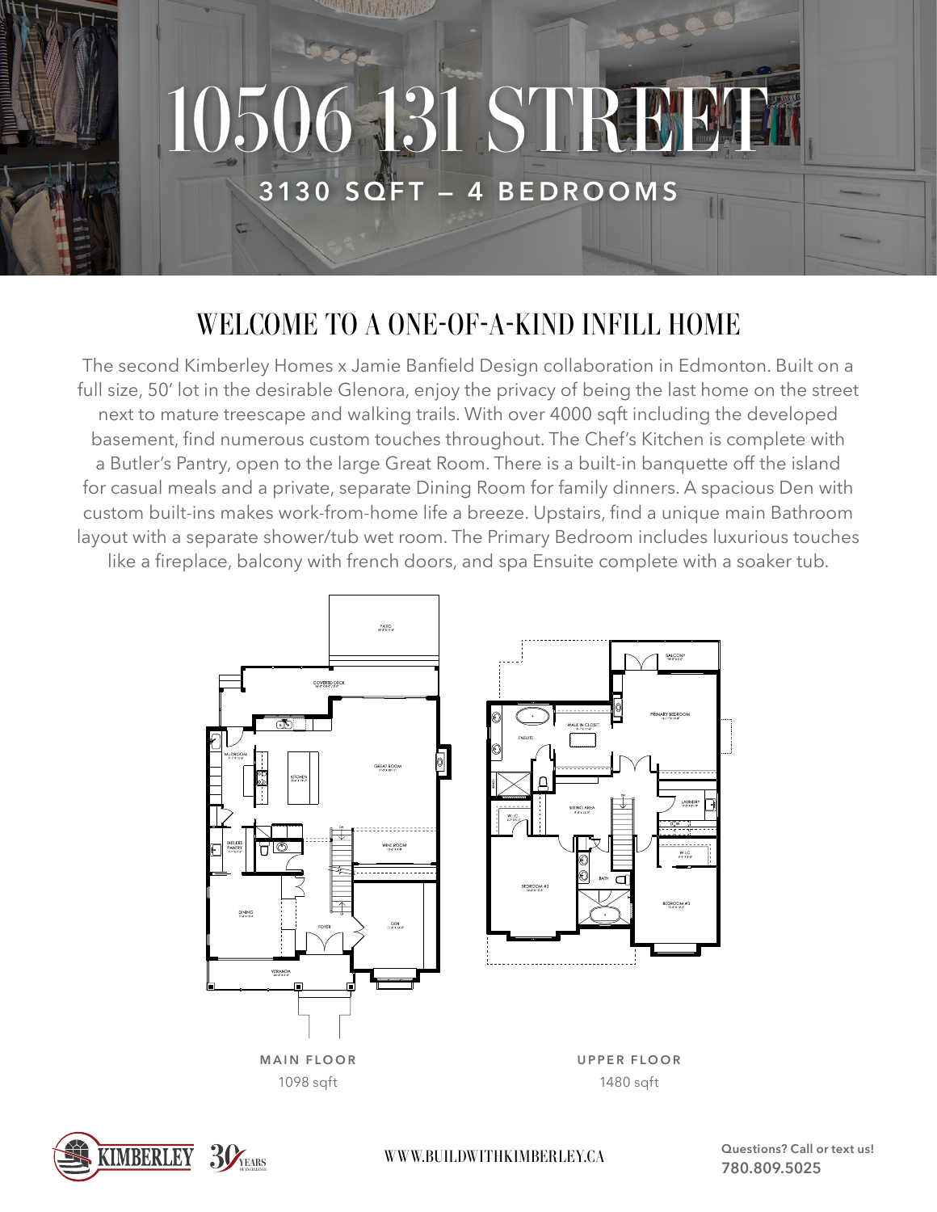# 10506 131 STREET

## 3130 SQFT — 4 BEDROOMS

## WELCOME TO A ONE-OF-A-KIND INFILL HOME

The second Kimberley Homes x Jamie Banfield Design collaboration in Edmonton. Built on a full size, 50' lot in the desirable Glenora, enjoy the privacy of being the last home on the street next to mature treescape and walking trails. With over 4000 sqft including the developed basement, find numerous custom touches throughout. The Chef's Kitchen is complete with a Butler's Pantry, open to the large Great Room. There is a built-in banquette off the island for casual meals and a private, separate Dining Room for family dinners. A spacious Den with custom built-ins makes work-from-home life a breeze. Upstairs, find a unique main Bathroom layout with a separate shower/tub wet room. The Primary Bedroom includes luxurious touches like a fireplace, balcony with french doors, and spa Ensuite complete with a soaker tub.

**MAIN FLOOR**
1098 sqft

**UPPER FLOOR**
1480 sqft

WWW.BUILDWITHKIMBERLEY.CA

**Questions? Call or text us!**
**780.809.5025**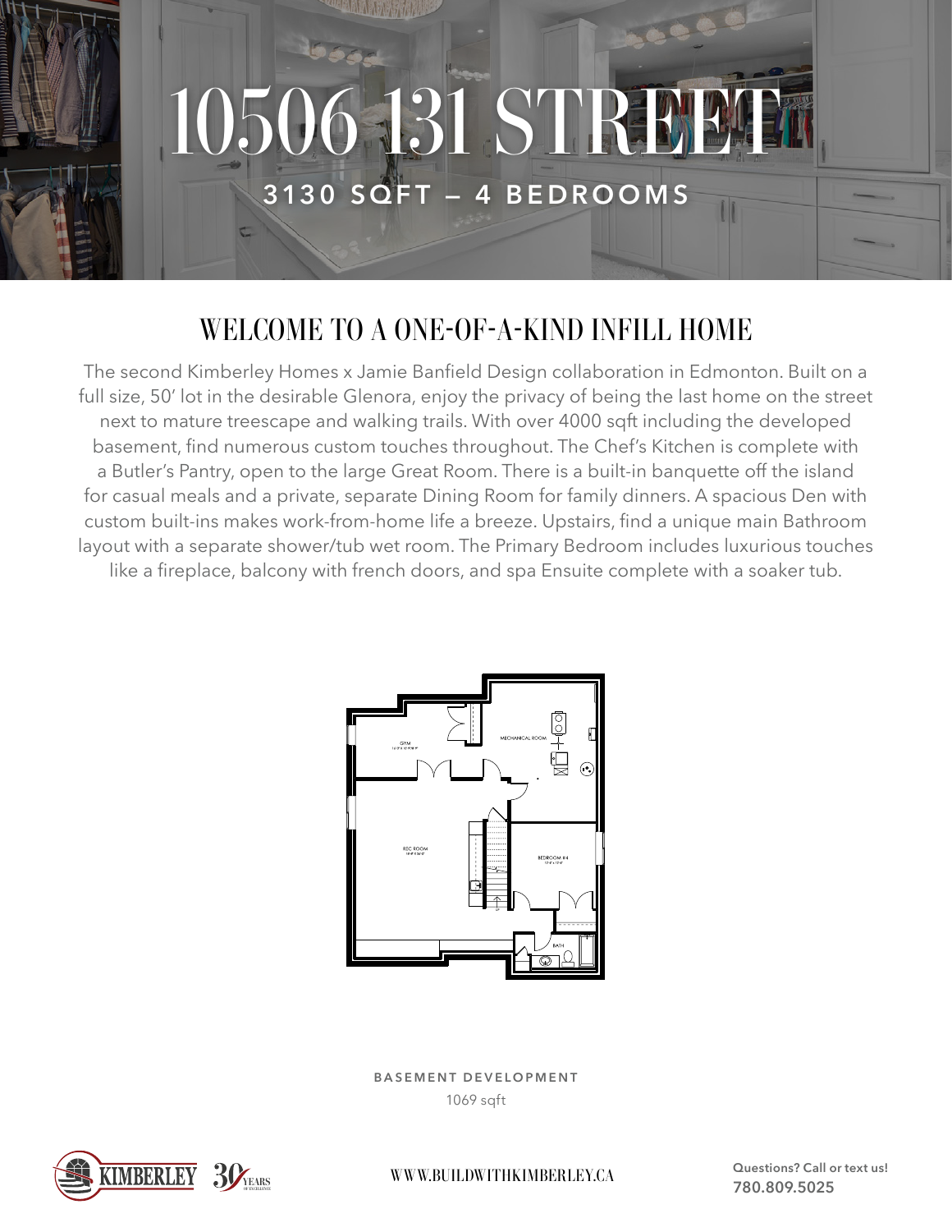# 10506 131 STREET

## 3130 SQFT — 4 BEDROOMS

## WELCOME TO A ONE-OF-A-KIND INFILL HOME

The second Kimberley Homes x Jamie Banfield Design collaboration in Edmonton. Built on a full size, 50' lot in the desirable Glenora, enjoy the privacy of being the last home on the street next to mature treescape and walking trails. With over 4000 sqft including the developed basement, find numerous custom touches throughout. The Chef's Kitchen is complete with a Butler's Pantry, open to the large Great Room. There is a built-in banquette off the island for casual meals and a private, separate Dining Room for family dinners. A spacious Den with custom built-ins makes work-from-home life a breeze. Upstairs, find a unique main Bathroom layout with a separate shower/tub wet room. The Primary Bedroom includes luxurious touches like a fireplace, balcony with french doors, and spa Ensuite complete with a soaker tub.

GYM

MECHANICAL ROOM

REC ROOM

BEDROOM #4

BATH

**BASEMENT DEVELOPMENT**

1069 sqft

KIMBERLEY 30 YEARS OF EXCELLENCE

WWW.BUILDWITHKIMBERLEY.CA

**Questions? Call or text us!**
**780.809.5025**